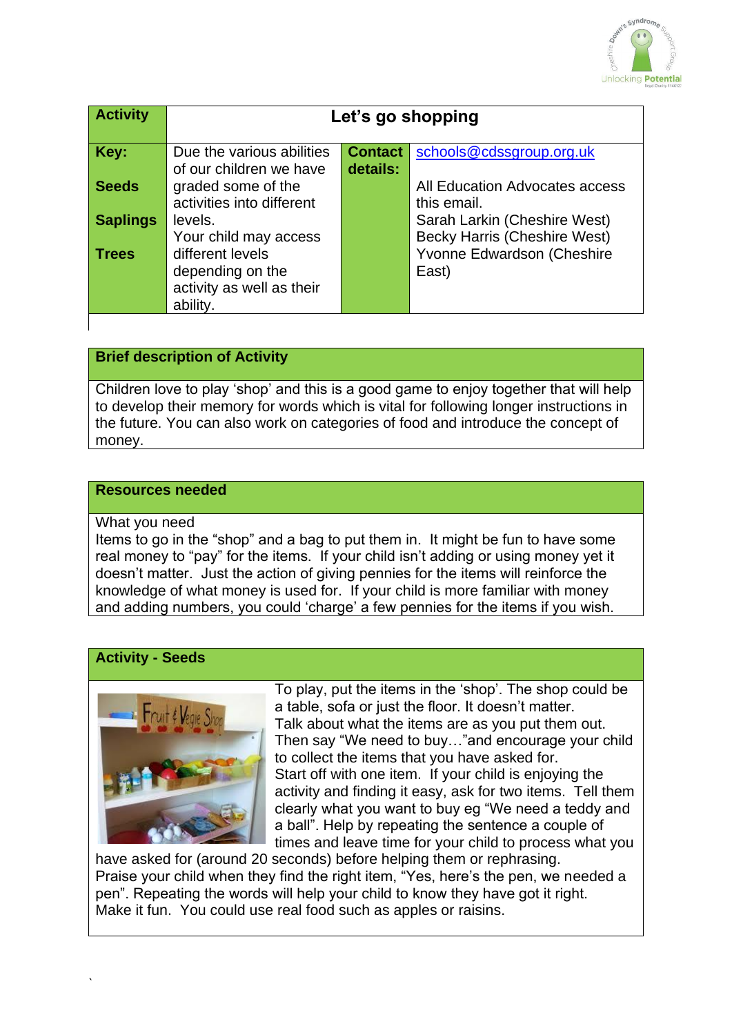| Activity | Let's go shopping | | |
|---|---|---|---|
| **Key:**<br><br>**Seeds**<br><br>**Saplings**<br><br>**Trees** | Due the various abilities of our children we have graded some of the activities into different levels.<br>Your child may access different levels depending on the activity as well as their ability. | **Contact details:** | schools@cdssgroup.org.uk<br><br>All Education Advocates access this email.<br>Sarah Larkin (Cheshire West)<br>Becky Harris (Cheshire West)<br>Yvonne Edwardson (Cheshire East) |

## Brief description of Activity

Children love to play 'shop' and this is a good game to enjoy together that will help to develop their memory for words which is vital for following longer instructions in the future. You can also work on categories of food and introduce the concept of money.

## Resources needed

What you need

Items to go in the "shop" and a bag to put them in. It might be fun to have some real money to "pay" for the items. If your child isn't adding or using money yet it doesn't matter. Just the action of giving pennies for the items will reinforce the knowledge of what money is used for. If your child is more familiar with money and adding numbers, you could 'charge' a few pennies for the items if you wish.

## Activity - Seeds

To play, put the items in the 'shop'. The shop could be a table, sofa or just the floor. It doesn't matter.
Talk about what the items are as you put them out.
Then say "We need to buy…"and encourage your child to collect the items that you have asked for.
Start off with one item. If your child is enjoying the activity and finding it easy, ask for two items. Tell them clearly what you want to buy eg "We need a teddy and a ball". Help by repeating the sentence a couple of times and leave time for your child to process what you have asked for (around 20 seconds) before helping them or rephrasing.
Praise your child when they find the right item, "Yes, here's the pen, we needed a pen". Repeating the words will help your child to know they have got it right.
Make it fun. You could use real food such as apples or raisins.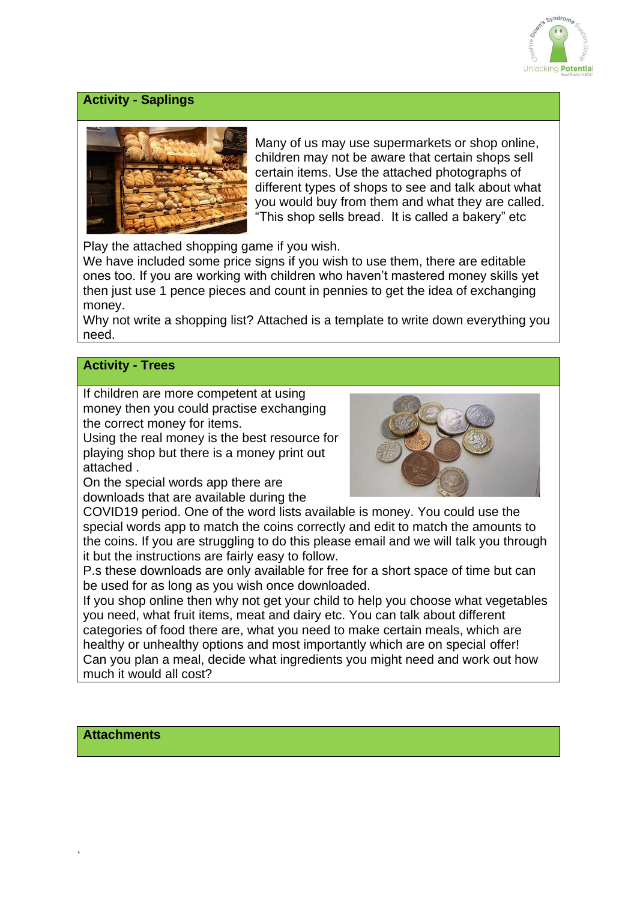## Activity - Saplings

Many of us may use supermarkets or shop online, children may not be aware that certain shops sell certain items. Use the attached photographs of different types of shops to see and talk about what you would buy from them and what they are called. “This shop sells bread. It is called a bakery” etc

Play the attached shopping game if you wish.
We have included some price signs if you wish to use them, there are editable ones too. If you are working with children who haven’t mastered money skills yet then just use 1 pence pieces and count in pennies to get the idea of exchanging money.
Why not write a shopping list? Attached is a template to write down everything you need.

## Activity - Trees

If children are more competent at using money then you could practise exchanging the correct money for items.
Using the real money is the best resource for playing shop but there is a money print out attached .
On the special words app there are downloads that are available during the COVID19 period. One of the word lists available is money. You could use the special words app to match the coins correctly and edit to match the amounts to the coins. If you are struggling to do this please email and we will talk you through it but the instructions are fairly easy to follow.
P.s these downloads are only available for free for a short space of time but can be used for as long as you wish once downloaded.
If you shop online then why not get your child to help you choose what vegetables you need, what fruit items, meat and dairy etc. You can talk about different categories of food there are, what you need to make certain meals, which are healthy or unhealthy options and most importantly which are on special offer!
Can you plan a meal, decide what ingredients you might need and work out how much it would all cost?

## Attachments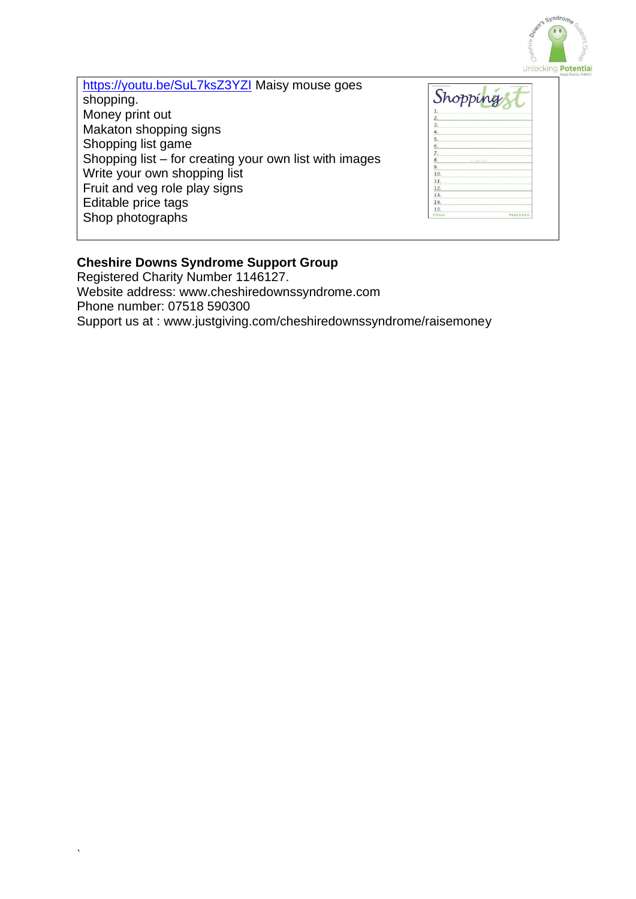https://youtu.be/SuL7ksZ3YZI Maisy mouse goes shopping.
Money print out
Makaton shopping signs
Shopping list game
Shopping list – for creating your own list with images
Write your own shopping list
Fruit and veg role play signs
Editable price tags
Shop photographs

**Cheshire Downs Syndrome Support Group**
Registered Charity Number 1146127.
Website address: www.cheshiredownssyndrome.com
Phone number: 07518 590300
Support us at : www.justgiving.com/cheshiredownssyndrome/raisemoney